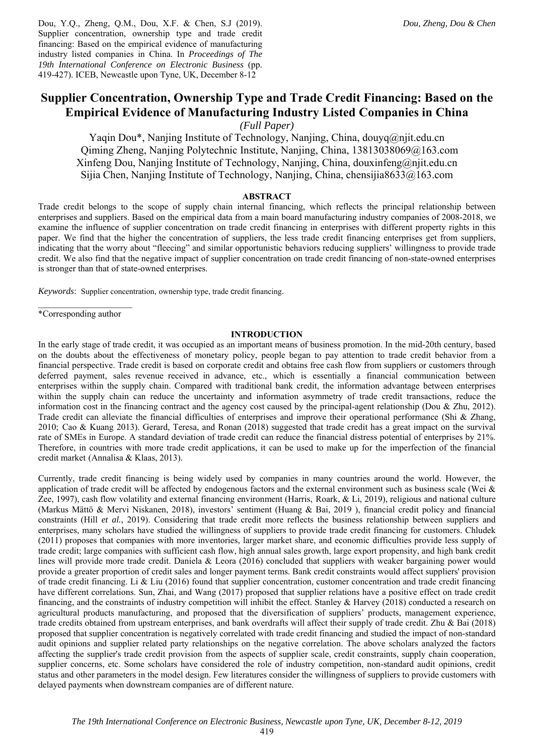Dou, Y.Q., Zheng, Q.M., Dou, X.F. & Chen, S.J (2019). Supplier concentration, ownership type and trade credit financing: Based on the empirical evidence of manufacturing industry listed companies in China. In *Proceedings of The 19th International Conference on Electronic Business* (pp. 419-427). ICEB, Newcastle upon Tyne, UK, December 8-12

# Supplier Concentration, Ownership Type and Trade Credit Financing: Based on the Empirical Evidence of Manufacturing Industry Listed Companies in China

*(Full Paper)*

Yaqin Dou*, Nanjing Institute of Technology, Nanjing, China, douyq@njit.edu.cn
Qiming Zheng, Nanjing Polytechnic Institute, Nanjing, China, 13813038069@163.com
Xinfeng Dou, Nanjing Institute of Technology, Nanjing, China, douxinfeng@njit.edu.cn
Sijia Chen, Nanjing Institute of Technology, Nanjing, China, chensijia8633@163.com

## ABSTRACT

Trade credit belongs to the scope of supply chain internal financing, which reflects the principal relationship between enterprises and suppliers. Based on the empirical data from a main board manufacturing industry companies of 2008-2018, we examine the influence of supplier concentration on trade credit financing in enterprises with different property rights in this paper. We find that the higher the concentration of suppliers, the less trade credit financing enterprises get from suppliers, indicating that the worry about "fleecing" and similar opportunistic behaviors reducing suppliers' willingness to provide trade credit. We also find that the negative impact of supplier concentration on trade credit financing of non-state-owned enterprises is stronger than that of state-owned enterprises.

*Keywords*: Supplier concentration, ownership type, trade credit financing.

*Corresponding author

## INTRODUCTION

In the early stage of trade credit, it was occupied as an important means of business promotion. In the mid-20th century, based on the doubts about the effectiveness of monetary policy, people began to pay attention to trade credit behavior from a financial perspective. Trade credit is based on corporate credit and obtains free cash flow from suppliers or customers through deferred payment, sales revenue received in advance, etc., which is essentially a financial communication between enterprises within the supply chain. Compared with traditional bank credit, the information advantage between enterprises within the supply chain can reduce the uncertainty and information asymmetry of trade credit transactions, reduce the information cost in the financing contract and the agency cost caused by the principal-agent relationship (Dou & Zhu, 2012). Trade credit can alleviate the financial difficulties of enterprises and improve their operational performance (Shi & Zhang, 2010; Cao & Kuang 2013). Gerard, Teresa, and Ronan (2018) suggested that trade credit has a great impact on the survival rate of SMEs in Europe. A standard deviation of trade credit can reduce the financial distress potential of enterprises by 21%. Therefore, in countries with more trade credit applications, it can be used to make up for the imperfection of the financial credit market (Annalisa & Klaas, 2013).

Currently, trade credit financing is being widely used by companies in many countries around the world. However, the application of trade credit will be affected by endogenous factors and the external environment such as business scale (Wei & Zee, 1997), cash flow volatility and external financing environment (Harris, Roark, & Li, 2019), religious and national culture (Markus Mättö & Mervi Niskanen, 2018), investors' sentiment (Huang & Bai, 2019 ), financial credit policy and financial constraints (Hill *et al.*, 2019). Considering that trade credit more reflects the business relationship between suppliers and enterprises, many scholars have studied the willingness of suppliers to provide trade credit financing for customers. Chludek (2011) proposes that companies with more inventories, larger market share, and economic difficulties provide less supply of trade credit; large companies with sufficient cash flow, high annual sales growth, large export propensity, and high bank credit lines will provide more trade credit. Daniela & Leora (2016) concluded that suppliers with weaker bargaining power would provide a greater proportion of credit sales and longer payment terms. Bank credit constraints would affect suppliers' provision of trade credit financing. Li & Liu (2016) found that supplier concentration, customer concentration and trade credit financing have different correlations. Sun, Zhai, and Wang (2017) proposed that supplier relations have a positive effect on trade credit financing, and the constraints of industry competition will inhibit the effect. Stanley & Harvey (2018) conducted a research on agricultural products manufacturing, and proposed that the diversification of suppliers' products, management experience, trade credits obtained from upstream enterprises, and bank overdrafts will affect their supply of trade credit. Zhu & Bai (2018) proposed that supplier concentration is negatively correlated with trade credit financing and studied the impact of non-standard audit opinions and supplier related party relationships on the negative correlation. The above scholars analyzed the factors affecting the supplier's trade credit provision from the aspects of supplier scale, credit constraints, supply chain cooperation, supplier concerns, etc. Some scholars have considered the role of industry competition, non-standard audit opinions, credit status and other parameters in the model design. Few literatures consider the willingness of suppliers to provide customers with delayed payments when downstream companies are of different nature.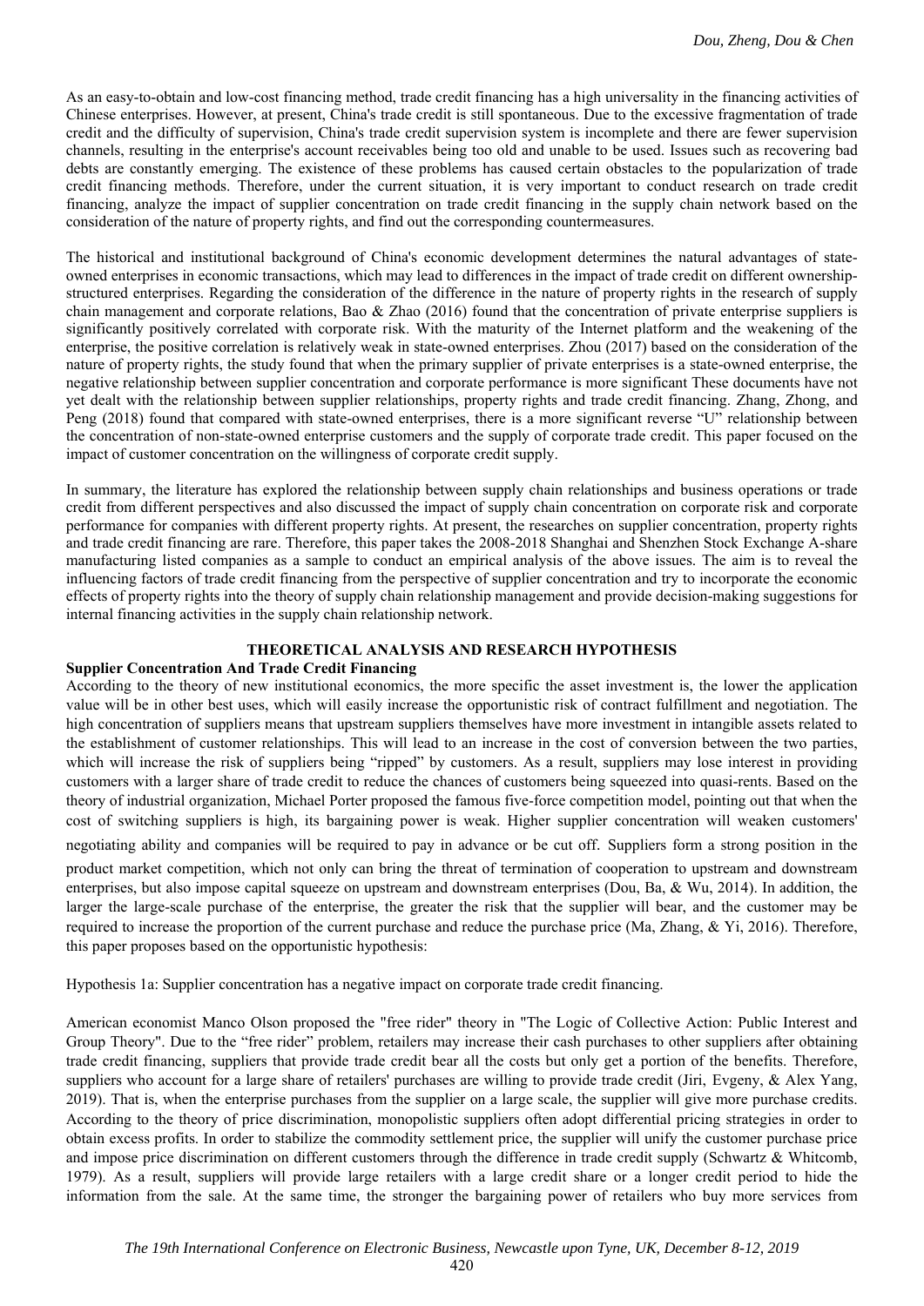As an easy-to-obtain and low-cost financing method, trade credit financing has a high universality in the financing activities of Chinese enterprises. However, at present, China's trade credit is still spontaneous. Due to the excessive fragmentation of trade credit and the difficulty of supervision, China's trade credit supervision system is incomplete and there are fewer supervision channels, resulting in the enterprise's account receivables being too old and unable to be used. Issues such as recovering bad debts are constantly emerging. The existence of these problems has caused certain obstacles to the popularization of trade credit financing methods. Therefore, under the current situation, it is very important to conduct research on trade credit financing, analyze the impact of supplier concentration on trade credit financing in the supply chain network based on the consideration of the nature of property rights, and find out the corresponding countermeasures.

The historical and institutional background of China's economic development determines the natural advantages of state-owned enterprises in economic transactions, which may lead to differences in the impact of trade credit on different ownership-structured enterprises. Regarding the consideration of the difference in the nature of property rights in the research of supply chain management and corporate relations, Bao & Zhao (2016) found that the concentration of private enterprise suppliers is significantly positively correlated with corporate risk. With the maturity of the Internet platform and the weakening of the enterprise, the positive correlation is relatively weak in state-owned enterprises. Zhou (2017) based on the consideration of the nature of property rights, the study found that when the primary supplier of private enterprises is a state-owned enterprise, the negative relationship between supplier concentration and corporate performance is more significant These documents have not yet dealt with the relationship between supplier relationships, property rights and trade credit financing. Zhang, Zhong, and Peng (2018) found that compared with state-owned enterprises, there is a more significant reverse "U" relationship between the concentration of non-state-owned enterprise customers and the supply of corporate trade credit. This paper focused on the impact of customer concentration on the willingness of corporate credit supply.

In summary, the literature has explored the relationship between supply chain relationships and business operations or trade credit from different perspectives and also discussed the impact of supply chain concentration on corporate risk and corporate performance for companies with different property rights. At present, the researches on supplier concentration, property rights and trade credit financing are rare. Therefore, this paper takes the 2008-2018 Shanghai and Shenzhen Stock Exchange A-share manufacturing listed companies as a sample to conduct an empirical analysis of the above issues. The aim is to reveal the influencing factors of trade credit financing from the perspective of supplier concentration and try to incorporate the economic effects of property rights into the theory of supply chain relationship management and provide decision-making suggestions for internal financing activities in the supply chain relationship network.

## THEORETICAL ANALYSIS AND RESEARCH HYPOTHESIS

### Supplier Concentration And Trade Credit Financing

According to the theory of new institutional economics, the more specific the asset investment is, the lower the application value will be in other best uses, which will easily increase the opportunistic risk of contract fulfillment and negotiation. The high concentration of suppliers means that upstream suppliers themselves have more investment in intangible assets related to the establishment of customer relationships. This will lead to an increase in the cost of conversion between the two parties, which will increase the risk of suppliers being "ripped" by customers. As a result, suppliers may lose interest in providing customers with a larger share of trade credit to reduce the chances of customers being squeezed into quasi-rents. Based on the theory of industrial organization, Michael Porter proposed the famous five-force competition model, pointing out that when the cost of switching suppliers is high, its bargaining power is weak. Higher supplier concentration will weaken customers' negotiating ability and companies will be required to pay in advance or be cut off. Suppliers form a strong position in the product market competition, which not only can bring the threat of termination of cooperation to upstream and downstream enterprises, but also impose capital squeeze on upstream and downstream enterprises (Dou, Ba, & Wu, 2014). In addition, the larger the large-scale purchase of the enterprise, the greater the risk that the supplier will bear, and the customer may be required to increase the proportion of the current purchase and reduce the purchase price (Ma, Zhang, & Yi, 2016). Therefore, this paper proposes based on the opportunistic hypothesis:

Hypothesis 1a: Supplier concentration has a negative impact on corporate trade credit financing.

American economist Manco Olson proposed the "free rider" theory in "The Logic of Collective Action: Public Interest and Group Theory". Due to the "free rider" problem, retailers may increase their cash purchases to other suppliers after obtaining trade credit financing, suppliers that provide trade credit bear all the costs but only get a portion of the benefits. Therefore, suppliers who account for a large share of retailers' purchases are willing to provide trade credit (Jiri, Evgeny, & Alex Yang, 2019). That is, when the enterprise purchases from the supplier on a large scale, the supplier will give more purchase credits. According to the theory of price discrimination, monopolistic suppliers often adopt differential pricing strategies in order to obtain excess profits. In order to stabilize the commodity settlement price, the supplier will unify the customer purchase price and impose price discrimination on different customers through the difference in trade credit supply (Schwartz & Whitcomb, 1979). As a result, suppliers will provide large retailers with a large credit share or a longer credit period to hide the information from the sale. At the same time, the stronger the bargaining power of retailers who buy more services from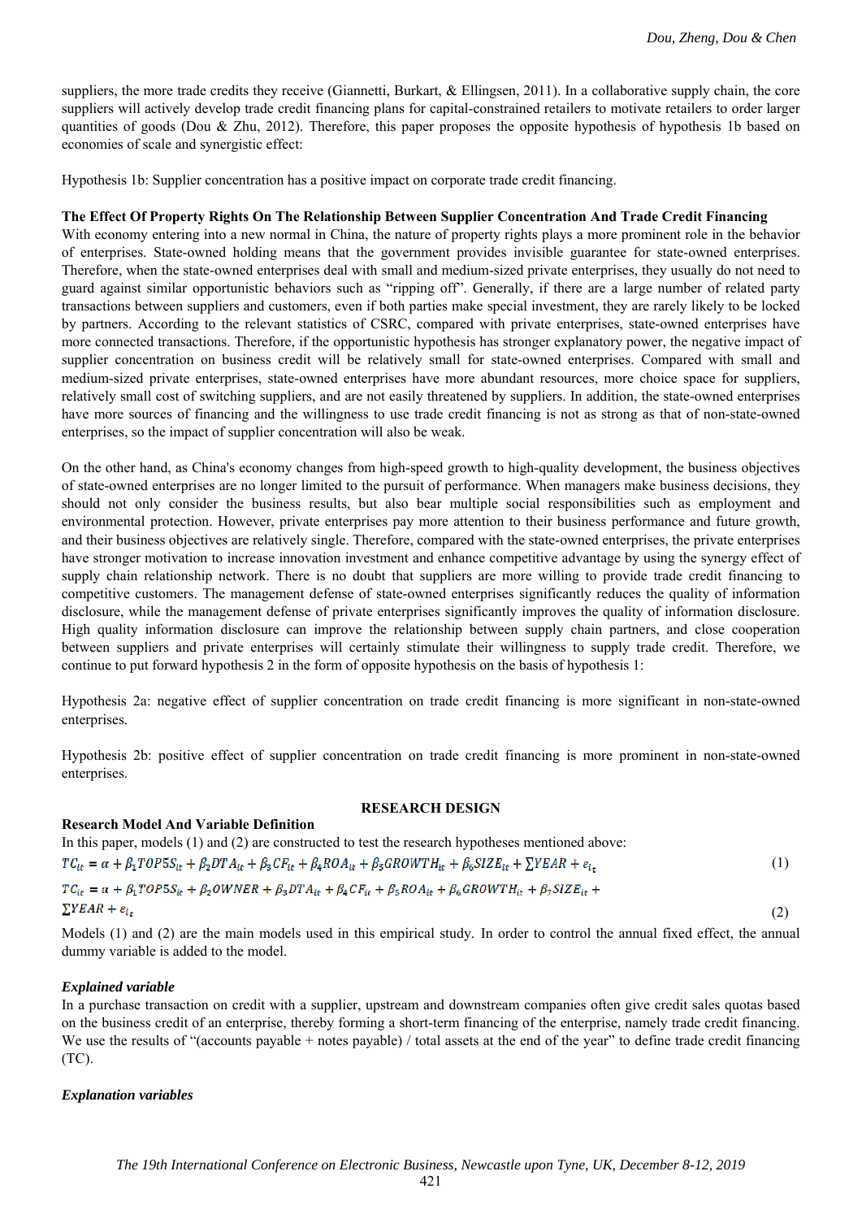suppliers, the more trade credits they receive (Giannetti, Burkart, & Ellingsen, 2011). In a collaborative supply chain, the core suppliers will actively develop trade credit financing plans for capital-constrained retailers to motivate retailers to order larger quantities of goods (Dou & Zhu, 2012). Therefore, this paper proposes the opposite hypothesis of hypothesis 1b based on economies of scale and synergistic effect:

Hypothesis 1b: Supplier concentration has a positive impact on corporate trade credit financing.

### The Effect Of Property Rights On The Relationship Between Supplier Concentration And Trade Credit Financing

With economy entering into a new normal in China, the nature of property rights plays a more prominent role in the behavior of enterprises. State-owned holding means that the government provides invisible guarantee for state-owned enterprises. Therefore, when the state-owned enterprises deal with small and medium-sized private enterprises, they usually do not need to guard against similar opportunistic behaviors such as "ripping off". Generally, if there are a large number of related party transactions between suppliers and customers, even if both parties make special investment, they are rarely likely to be locked by partners. According to the relevant statistics of CSRC, compared with private enterprises, state-owned enterprises have more connected transactions. Therefore, if the opportunistic hypothesis has stronger explanatory power, the negative impact of supplier concentration on business credit will be relatively small for state-owned enterprises. Compared with small and medium-sized private enterprises, state-owned enterprises have more abundant resources, more choice space for suppliers, relatively small cost of switching suppliers, and are not easily threatened by suppliers. In addition, the state-owned enterprises have more sources of financing and the willingness to use trade credit financing is not as strong as that of non-state-owned enterprises, so the impact of supplier concentration will also be weak.

On the other hand, as China's economy changes from high-speed growth to high-quality development, the business objectives of state-owned enterprises are no longer limited to the pursuit of performance. When managers make business decisions, they should not only consider the business results, but also bear multiple social responsibilities such as employment and environmental protection. However, private enterprises pay more attention to their business performance and future growth, and their business objectives are relatively single. Therefore, compared with the state-owned enterprises, the private enterprises have stronger motivation to increase innovation investment and enhance competitive advantage by using the synergy effect of supply chain relationship network. There is no doubt that suppliers are more willing to provide trade credit financing to competitive customers. The management defense of state-owned enterprises significantly reduces the quality of information disclosure, while the management defense of private enterprises significantly improves the quality of information disclosure. High quality information disclosure can improve the relationship between supply chain partners, and close cooperation between suppliers and private enterprises will certainly stimulate their willingness to supply trade credit. Therefore, we continue to put forward hypothesis 2 in the form of opposite hypothesis on the basis of hypothesis 1:

Hypothesis 2a: negative effect of supplier concentration on trade credit financing is more significant in non-state-owned enterprises.

Hypothesis 2b: positive effect of supplier concentration on trade credit financing is more prominent in non-state-owned enterprises.

## RESEARCH DESIGN

### Research Model And Variable Definition

In this paper, models (1) and (2) are constructed to test the research hypotheses mentioned above:

$$TC_{it} = \alpha + \beta_1 TOP5S_{it} + \beta_2 DTA_{it} + \beta_3 CF_{it} + \beta_4 ROA_{it} + \beta_5 GROWTH_{it} + \beta_6 SIZE_{it} + \sum YEAR + \varepsilon_{i_t} \quad (1)$$

$$TC_{it} = \alpha + \beta_1 TOP5S_{it} + \beta_2 OWNER + \beta_3 DTA_{it} + \beta_4 CF_{it} + \beta_5 ROA_{it} + \beta_6 GROWTH_{it} + \beta_7 SIZE_{it} + \sum YEAR + \varepsilon_{i_t} \quad (2)$$

Models (1) and (2) are the main models used in this empirical study. In order to control the annual fixed effect, the annual dummy variable is added to the model.

#### *Explained variable*

In a purchase transaction on credit with a supplier, upstream and downstream companies often give credit sales quotas based on the business credit of an enterprise, thereby forming a short-term financing of the enterprise, namely trade credit financing. We use the results of "(accounts payable + notes payable) / total assets at the end of the year" to define trade credit financing (TC).

#### *Explanation variables*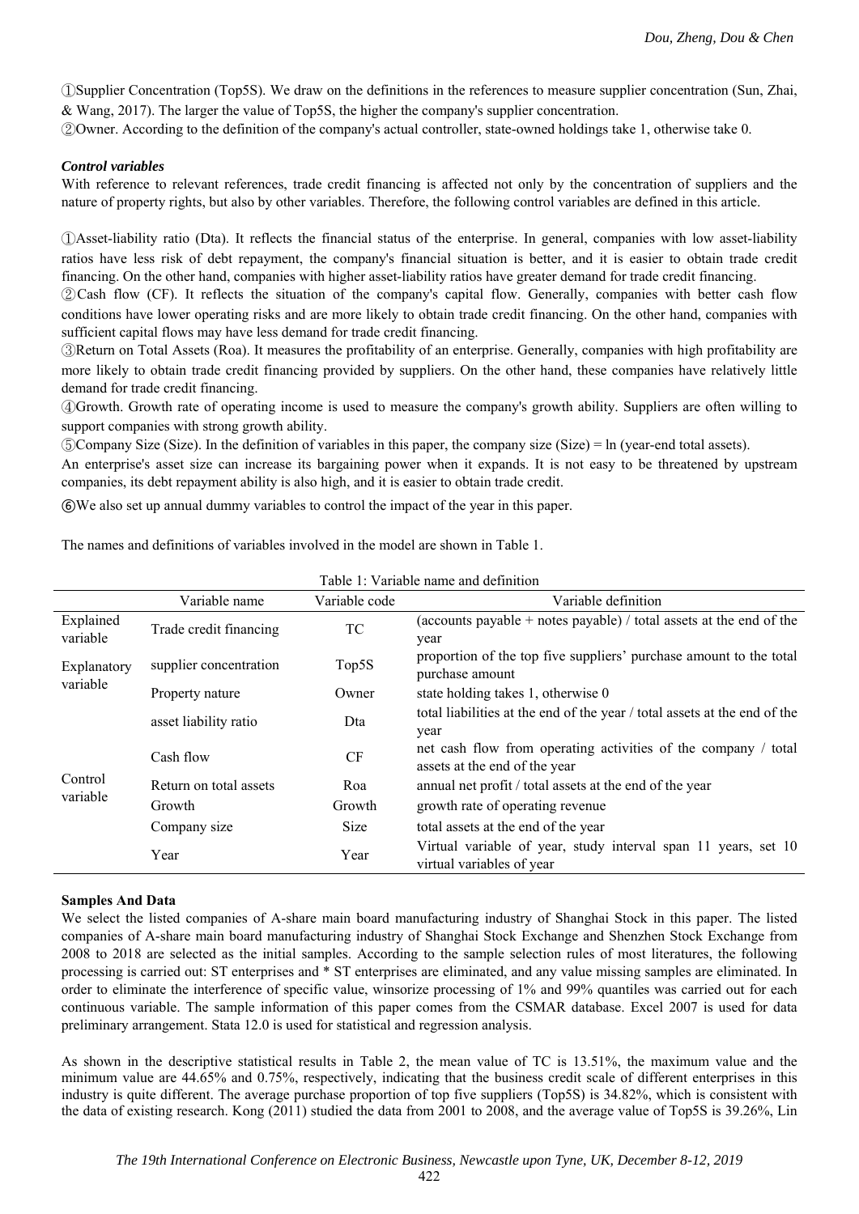①Supplier Concentration (Top5S). We draw on the definitions in the references to measure supplier concentration (Sun, Zhai, & Wang, 2017). The larger the value of Top5S, the higher the company's supplier concentration.

②Owner. According to the definition of the company's actual controller, state-owned holdings take 1, otherwise take 0.

***Control variables***

With reference to relevant references, trade credit financing is affected not only by the concentration of suppliers and the nature of property rights, but also by other variables. Therefore, the following control variables are defined in this article.

①Asset-liability ratio (Dta). It reflects the financial status of the enterprise. In general, companies with low asset-liability ratios have less risk of debt repayment, the company's financial situation is better, and it is easier to obtain trade credit financing. On the other hand, companies with higher asset-liability ratios have greater demand for trade credit financing.

②Cash flow (CF). It reflects the situation of the company's capital flow. Generally, companies with better cash flow conditions have lower operating risks and are more likely to obtain trade credit financing. On the other hand, companies with sufficient capital flows may have less demand for trade credit financing.

③Return on Total Assets (Roa). It measures the profitability of an enterprise. Generally, companies with high profitability are more likely to obtain trade credit financing provided by suppliers. On the other hand, these companies have relatively little demand for trade credit financing.

④Growth. Growth rate of operating income is used to measure the company's growth ability. Suppliers are often willing to support companies with strong growth ability.

⑤Company Size (Size). In the definition of variables in this paper, the company size (Size) = ln (year-end total assets).

An enterprise's asset size can increase its bargaining power when it expands. It is not easy to be threatened by upstream companies, its debt repayment ability is also high, and it is easier to obtain trade credit.

⑥We also set up annual dummy variables to control the impact of the year in this paper.

The names and definitions of variables involved in the model are shown in Table 1.

Table 1: Variable name and definition

| | Variable name | Variable code | Variable definition |
|---|---|---|---|
| Explained variable | Trade credit financing | TC | (accounts payable + notes payable) / total assets at the end of the year |
| Explanatory variable | supplier concentration | Top5S | proportion of the top five suppliers' purchase amount to the total purchase amount |
| | Property nature | Owner | state holding takes 1, otherwise 0 |
| Control variable | asset liability ratio | Dta | total liabilities at the end of the year / total assets at the end of the year |
| | Cash flow | CF | net cash flow from operating activities of the company / total assets at the end of the year |
| | Return on total assets | Roa | annual net profit / total assets at the end of the year |
| | Growth | Growth | growth rate of operating revenue |
| | Company size | Size | total assets at the end of the year |
| | Year | Year | Virtual variable of year, study interval span 11 years, set 10 virtual variables of year |

**Samples And Data**

We select the listed companies of A-share main board manufacturing industry of Shanghai Stock in this paper. The listed companies of A-share main board manufacturing industry of Shanghai Stock Exchange and Shenzhen Stock Exchange from 2008 to 2018 are selected as the initial samples. According to the sample selection rules of most literatures, the following processing is carried out: ST enterprises and * ST enterprises are eliminated, and any value missing samples are eliminated. In order to eliminate the interference of specific value, winsorize processing of 1% and 99% quantiles was carried out for each continuous variable. The sample information of this paper comes from the CSMAR database. Excel 2007 is used for data preliminary arrangement. Stata 12.0 is used for statistical and regression analysis.

As shown in the descriptive statistical results in Table 2, the mean value of TC is 13.51%, the maximum value and the minimum value are 44.65% and 0.75%, respectively, indicating that the business credit scale of different enterprises in this industry is quite different. The average purchase proportion of top five suppliers (Top5S) is 34.82%, which is consistent with the data of existing research. Kong (2011) studied the data from 2001 to 2008, and the average value of Top5S is 39.26%, Lin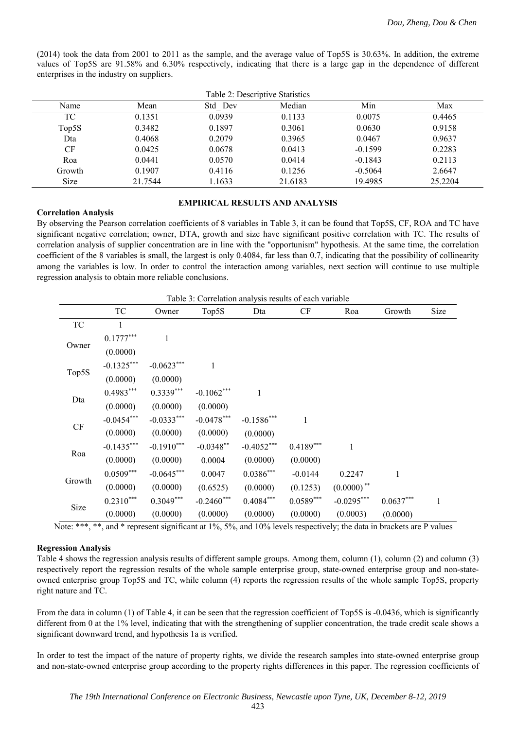(2014) took the data from 2001 to 2011 as the sample, and the average value of Top5S is 30.63%. In addition, the extreme values of Top5S are 91.58% and 6.30% respectively, indicating that there is a large gap in the dependence of different enterprises in the industry on suppliers.

Table 2: Descriptive Statistics

| Name | Mean | Std_ Dev | Median | Min | Max |
|---|---|---|---|---|---|
| TC | 0.1351 | 0.0939 | 0.1133 | 0.0075 | 0.4465 |
| Top5S | 0.3482 | 0.1897 | 0.3061 | 0.0630 | 0.9158 |
| Dta | 0.4068 | 0.2079 | 0.3965 | 0.0467 | 0.9637 |
| CF | 0.0425 | 0.0678 | 0.0413 | -0.1599 | 0.2283 |
| Roa | 0.0441 | 0.0570 | 0.0414 | -0.1843 | 0.2113 |
| Growth | 0.1907 | 0.4116 | 0.1256 | -0.5064 | 2.6647 |
| Size | 21.7544 | 1.1633 | 21.6183 | 19.4985 | 25.2204 |

## EMPIRICAL RESULTS AND ANALYSIS

### Correlation Analysis

By observing the Pearson correlation coefficients of 8 variables in Table 3, it can be found that Top5S, CF, ROA and TC have significant negative correlation; owner, DTA, growth and size have significant positive correlation with TC. The results of correlation analysis of supplier concentration are in line with the "opportunism" hypothesis. At the same time, the correlation coefficient of the 8 variables is small, the largest is only 0.4084, far less than 0.7, indicating that the possibility of collinearity among the variables is low. In order to control the interaction among variables, next section will continue to use multiple regression analysis to obtain more reliable conclusions.

Table 3: Correlation analysis results of each variable

| | TC | Owner | Top5S | Dta | CF | Roa | Growth | Size |
|---|---|---|---|---|---|---|---|---|
| TC | 1 | | | | | | | |
| Owner | 0.1777*** | 1 | | | | | | |
| | (0.0000) | | | | | | | |
| Top5S | -0.1325*** | -0.0623*** | 1 | | | | | |
| | (0.0000) | (0.0000) | | | | | | |
| Dta | 0.4983*** | 0.3339*** | -0.1062*** | 1 | | | | |
| | (0.0000) | (0.0000) | (0.0000) | | | | | |
| CF | -0.0454*** | -0.0333*** | -0.0478*** | -0.1586*** | 1 | | | |
| | (0.0000) | (0.0000) | (0.0000) | (0.0000) | | | | |
| Roa | -0.1435*** | -0.1910*** | -0.0348** | -0.4052*** | 0.4189*** | 1 | | |
| | (0.0000) | (0.0000) | 0.0004 | (0.0000) | (0.0000) | | | |
| Growth | 0.0509*** | -0.0645*** | 0.0047 | 0.0386*** | -0.0144 | 0.2247 | 1 | |
| | (0.0000) | (0.0000) | (0.6525) | (0.0000) | (0.1253) | (0.0000)** | | |
| Size | 0.2310*** | 0.3049*** | -0.2460*** | 0.4084*** | 0.0589*** | -0.0295*** | 0.0637*** | 1 |
| | (0.0000) | (0.0000) | (0.0000) | (0.0000) | (0.0000) | (0.0003) | (0.0000) | |

Note: ***, **, and * represent significant at 1%, 5%, and 10% levels respectively; the data in brackets are P values

### Regression Analysis

Table 4 shows the regression analysis results of different sample groups. Among them, column (1), column (2) and column (3) respectively report the regression results of the whole sample enterprise group, state-owned enterprise group and non-state-owned enterprise group Top5S and TC, while column (4) reports the regression results of the whole sample Top5S, property right nature and TC.

From the data in column (1) of Table 4, it can be seen that the regression coefficient of Top5S is -0.0436, which is significantly different from 0 at the 1% level, indicating that with the strengthening of supplier concentration, the trade credit scale shows a significant downward trend, and hypothesis 1a is verified.

In order to test the impact of the nature of property rights, we divide the research samples into state-owned enterprise group and non-state-owned enterprise group according to the property rights differences in this paper. The regression coefficients of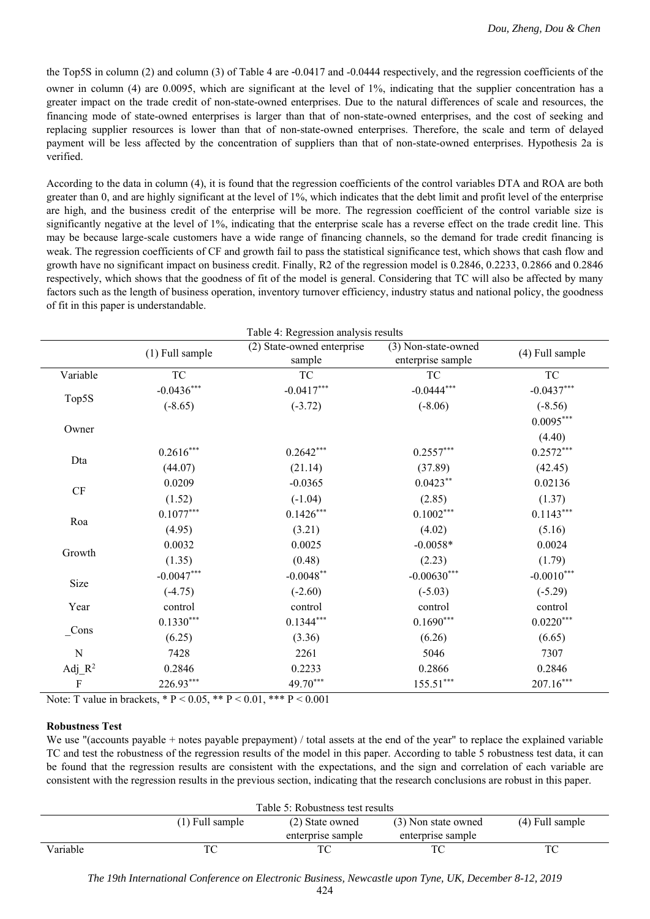the Top5S in column (2) and column (3) of Table 4 are -0.0417 and -0.0444 respectively, and the regression coefficients of the owner in column (4) are 0.0095, which are significant at the level of 1%, indicating that the supplier concentration has a greater impact on the trade credit of non-state-owned enterprises. Due to the natural differences of scale and resources, the financing mode of state-owned enterprises is larger than that of non-state-owned enterprises, and the cost of seeking and replacing supplier resources is lower than that of non-state-owned enterprises. Therefore, the scale and term of delayed payment will be less affected by the concentration of suppliers than that of non-state-owned enterprises. Hypothesis 2a is verified.

According to the data in column (4), it is found that the regression coefficients of the control variables DTA and ROA are both greater than 0, and are highly significant at the level of 1%, which indicates that the debt limit and profit level of the enterprise are high, and the business credit of the enterprise will be more. The regression coefficient of the control variable size is significantly negative at the level of 1%, indicating that the enterprise scale has a reverse effect on the trade credit line. This may be because large-scale customers have a wide range of financing channels, so the demand for trade credit financing is weak. The regression coefficients of CF and growth fail to pass the statistical significance test, which shows that cash flow and growth have no significant impact on business credit. Finally, R2 of the regression model is 0.2846, 0.2233, 0.2866 and 0.2846 respectively, which shows that the goodness of fit of the model is general. Considering that TC will also be affected by many factors such as the length of business operation, inventory turnover efficiency, industry status and national policy, the goodness of fit in this paper is understandable.

Table 4: Regression analysis results

| | (1) Full sample | (2) State-owned enterprise sample | (3) Non-state-owned enterprise sample | (4) Full sample |
|---|---|---|---|---|
| Variable | TC | TC | TC | TC |
| Top5S | -0.0436*** | -0.0417*** | -0.0444*** | -0.0437*** |
| | (-8.65) | (-3.72) | (-8.06) | (-8.56) |
| Owner | | | | 0.0095*** |
| | | | | (4.40) |
| Dta | 0.2616*** | 0.2642*** | 0.2557*** | 0.2572*** |
| | (44.07) | (21.14) | (37.89) | (42.45) |
| CF | 0.0209 | -0.0365 | 0.0423** | 0.02136 |
| | (1.52) | (-1.04) | (2.85) | (1.37) |
| Roa | 0.1077*** | 0.1426*** | 0.1002*** | 0.1143*** |
| | (4.95) | (3.21) | (4.02) | (5.16) |
| Growth | 0.0032 | 0.0025 | -0.0058* | 0.0024 |
| | (1.35) | (0.48) | (2.23) | (1.79) |
| Size | -0.0047*** | -0.0048** | -0.00630*** | -0.0010*** |
| | (-4.75) | (-2.60) | (-5.03) | (-5.29) |
| Year | control | control | control | control |
| _Cons | 0.1330*** | 0.1344*** | 0.1690*** | 0.0220*** |
| | (6.25) | (3.36) | (6.26) | (6.65) |
| N | 7428 | 2261 | 5046 | 7307 |
| Adj_$R^2$ | 0.2846 | 0.2233 | 0.2866 | 0.2846 |
| F | 226.93*** | 49.70*** | 155.51*** | 207.16*** |

Note: T value in brackets, * P < 0.05, ** P < 0.01, *** P < 0.001

**Robustness Test**

We use "(accounts payable + notes payable prepayment) / total assets at the end of the year" to replace the explained variable TC and test the robustness of the regression results of the model in this paper. According to table 5 robustness test data, it can be found that the regression results are consistent with the expectations, and the sign and correlation of each variable are consistent with the regression results in the previous section, indicating that the research conclusions are robust in this paper.

Table 5: Robustness test results

| | (1) Full sample | (2) State owned enterprise sample | (3) Non state owned enterprise sample | (4) Full sample |
|---|---|---|---|---|
| Variable | TC | TC | TC | TC |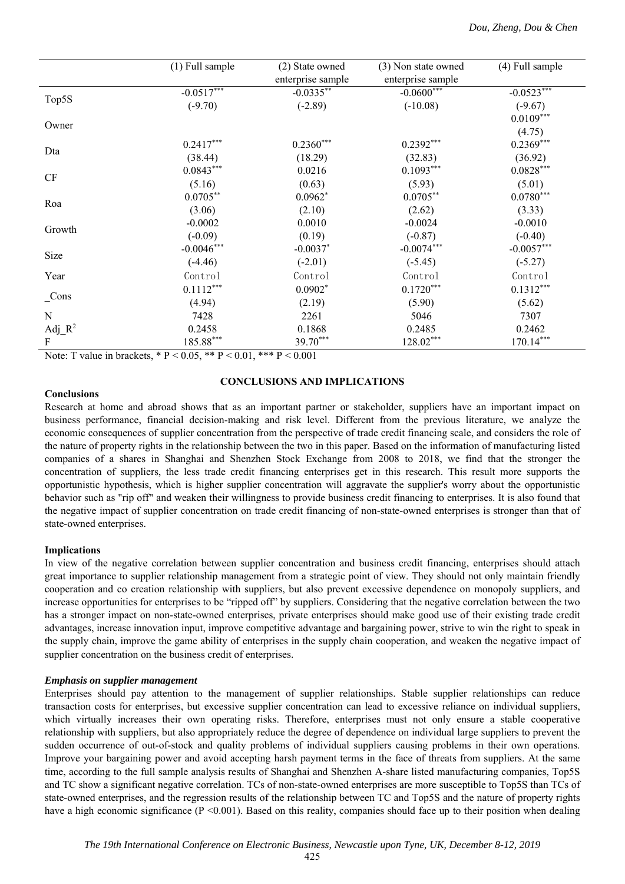| | (1) Full sample | (2) State owned enterprise sample | (3) Non state owned enterprise sample | (4) Full sample |
|---|---|---|---|---|
| Top5S | $-0.0517^{***}$ | $-0.0335^{**}$ | $-0.0600^{***}$ | $-0.0523^{***}$ |
| | (-9.70) | (-2.89) | (-10.08) | (-9.67) |
| Owner | | | | $0.0109^{***}$ |
| | | | | (4.75) |
| Dta | $0.2417^{***}$ | $0.2360^{***}$ | $0.2392^{***}$ | $0.2369^{***}$ |
| | (38.44) | (18.29) | (32.83) | (36.92) |
| CF | $0.0843^{***}$ | 0.0216 | $0.1093^{***}$ | $0.0828^{***}$ |
| | (5.16) | (0.63) | (5.93) | (5.01) |
| Roa | $0.0705^{**}$ | $0.0962^{*}$ | $0.0705^{**}$ | $0.0780^{***}$ |
| | (3.06) | (2.10) | (2.62) | (3.33) |
| Growth | -0.0002 | 0.0010 | -0.0024 | -0.0010 |
| | (-0.09) | (0.19) | (-0.87) | (-0.40) |
| Size | $-0.0046^{***}$ | $-0.0037^{*}$ | $-0.0074^{***}$ | $-0.0057^{***}$ |
| | (-4.46) | (-2.01) | (-5.45) | (-5.27) |
| Year | Control | Control | Control | Control |
| _Cons | $0.1112^{***}$ | $0.0902^{*}$ | $0.1720^{***}$ | $0.1312^{***}$ |
| | (4.94) | (2.19) | (5.90) | (5.62) |
| N | 7428 | 2261 | 5046 | 7307 |
| Adj_$R^2$ | 0.2458 | 0.1868 | 0.2485 | 0.2462 |
| F | $185.88^{***}$ | $39.70^{***}$ | $128.02^{***}$ | $170.14^{***}$ |

Note: T value in brackets, * $P < 0.05$, ** $P < 0.01$, *** $P < 0.001$

## CONCLUSIONS AND IMPLICATIONS

### Conclusions

Research at home and abroad shows that as an important partner or stakeholder, suppliers have an important impact on business performance, financial decision-making and risk level. Different from the previous literature, we analyze the economic consequences of supplier concentration from the perspective of trade credit financing scale, and considers the role of the nature of property rights in the relationship between the two in this paper. Based on the information of manufacturing listed companies of a shares in Shanghai and Shenzhen Stock Exchange from 2008 to 2018, we find that the stronger the concentration of suppliers, the less trade credit financing enterprises get in this research. This result more supports the opportunistic hypothesis, which is higher supplier concentration will aggravate the supplier's worry about the opportunistic behavior such as "rip off" and weaken their willingness to provide business credit financing to enterprises. It is also found that the negative impact of supplier concentration on trade credit financing of non-state-owned enterprises is stronger than that of state-owned enterprises.

### Implications

In view of the negative correlation between supplier concentration and business credit financing, enterprises should attach great importance to supplier relationship management from a strategic point of view. They should not only maintain friendly cooperation and co creation relationship with suppliers, but also prevent excessive dependence on monopoly suppliers, and increase opportunities for enterprises to be "ripped off" by suppliers. Considering that the negative correlation between the two has a stronger impact on non-state-owned enterprises, private enterprises should make good use of their existing trade credit advantages, increase innovation input, improve competitive advantage and bargaining power, strive to win the right to speak in the supply chain, improve the game ability of enterprises in the supply chain cooperation, and weaken the negative impact of supplier concentration on the business credit of enterprises.

#### *Emphasis on supplier management*

Enterprises should pay attention to the management of supplier relationships. Stable supplier relationships can reduce transaction costs for enterprises, but excessive supplier concentration can lead to excessive reliance on individual suppliers, which virtually increases their own operating risks. Therefore, enterprises must not only ensure a stable cooperative relationship with suppliers, but also appropriately reduce the degree of dependence on individual large suppliers to prevent the sudden occurrence of out-of-stock and quality problems of individual suppliers causing problems in their own operations. Improve your bargaining power and avoid accepting harsh payment terms in the face of threats from suppliers. At the same time, according to the full sample analysis results of Shanghai and Shenzhen A-share listed manufacturing companies, Top5S and TC show a significant negative correlation. TCs of non-state-owned enterprises are more susceptible to Top5S than TCs of state-owned enterprises, and the regression results of the relationship between TC and Top5S and the nature of property rights have a high economic significance ($P < 0.001$). Based on this reality, companies should face up to their position when dealing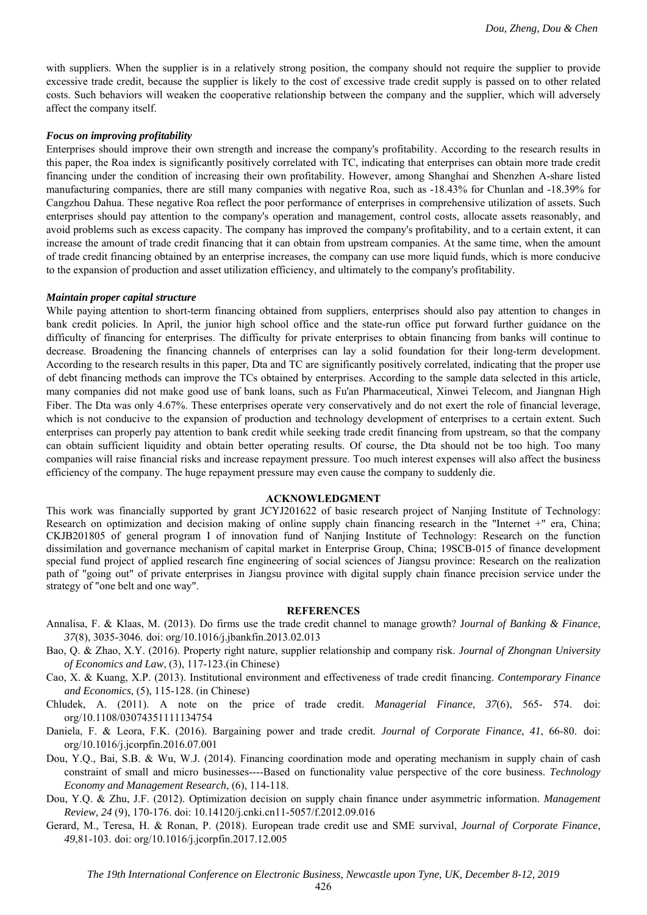with suppliers. When the supplier is in a relatively strong position, the company should not require the supplier to provide excessive trade credit, because the supplier is likely to the cost of excessive trade credit supply is passed on to other related costs. Such behaviors will weaken the cooperative relationship between the company and the supplier, which will adversely affect the company itself.

***Focus on improving profitability***

Enterprises should improve their own strength and increase the company's profitability. According to the research results in this paper, the Roa index is significantly positively correlated with TC, indicating that enterprises can obtain more trade credit financing under the condition of increasing their own profitability. However, among Shanghai and Shenzhen A-share listed manufacturing companies, there are still many companies with negative Roa, such as -18.43% for Chunlan and -18.39% for Cangzhou Dahua. These negative Roa reflect the poor performance of enterprises in comprehensive utilization of assets. Such enterprises should pay attention to the company's operation and management, control costs, allocate assets reasonably, and avoid problems such as excess capacity. The company has improved the company's profitability, and to a certain extent, it can increase the amount of trade credit financing that it can obtain from upstream companies. At the same time, when the amount of trade credit financing obtained by an enterprise increases, the company can use more liquid funds, which is more conducive to the expansion of production and asset utilization efficiency, and ultimately to the company's profitability.

***Maintain proper capital structure***

While paying attention to short-term financing obtained from suppliers, enterprises should also pay attention to changes in bank credit policies. In April, the junior high school office and the state-run office put forward further guidance on the difficulty of financing for enterprises. The difficulty for private enterprises to obtain financing from banks will continue to decrease. Broadening the financing channels of enterprises can lay a solid foundation for their long-term development. According to the research results in this paper, Dta and TC are significantly positively correlated, indicating that the proper use of debt financing methods can improve the TCs obtained by enterprises. According to the sample data selected in this article, many companies did not make good use of bank loans, such as Fu'an Pharmaceutical, Xinwei Telecom, and Jiangnan High Fiber. The Dta was only 4.67%. These enterprises operate very conservatively and do not exert the role of financial leverage, which is not conducive to the expansion of production and technology development of enterprises to a certain extent. Such enterprises can properly pay attention to bank credit while seeking trade credit financing from upstream, so that the company can obtain sufficient liquidity and obtain better operating results. Of course, the Dta should not be too high. Too many companies will raise financial risks and increase repayment pressure. Too much interest expenses will also affect the business efficiency of the company. The huge repayment pressure may even cause the company to suddenly die.

## ACKNOWLEDGMENT

This work was financially supported by grant JCYJ201622 of basic research project of Nanjing Institute of Technology: Research on optimization and decision making of online supply chain financing research in the "Internet +" era, China; CKJB201805 of general program I of innovation fund of Nanjing Institute of Technology: Research on the function dissimilation and governance mechanism of capital market in Enterprise Group, China; 19SCB-015 of finance development special fund project of applied research fine engineering of social sciences of Jiangsu province: Research on the realization path of "going out" of private enterprises in Jiangsu province with digital supply chain finance precision service under the strategy of "one belt and one way".

## REFERENCES

Annalisa, F. & Klaas, M. (2013). Do firms use the trade credit channel to manage growth? *Journal of Banking & Finance*, *37*(8), 3035-3046. doi: org/10.1016/j.jbankfin.2013.02.013

Bao, Q. & Zhao, X.Y. (2016). Property right nature, supplier relationship and company risk. *Journal of Zhongnan University of Economics and Law*, (3), 117-123.(in Chinese)

Cao, X. & Kuang, X.P. (2013). Institutional environment and effectiveness of trade credit financing. *Contemporary Finance and Economics*, (5), 115-128. (in Chinese)

Chludek, A. (2011). A note on the price of trade credit. *Managerial Finance*, *37*(6), 565- 574. doi: org/10.1108/03074351111134754

Daniela, F. & Leora, F.K. (2016). Bargaining power and trade credit. *Journal of Corporate Finance*, *41*, 66-80. doi: org/10.1016/j.jcorpfin.2016.07.001

Dou, Y.Q., Bai, S.B. & Wu, W.J. (2014). Financing coordination mode and operating mechanism in supply chain of cash constraint of small and micro businesses----Based on functionality value perspective of the core business. *Technology Economy and Management Research*, (6), 114-118.

Dou, Y.Q. & Zhu, J.F. (2012). Optimization decision on supply chain finance under asymmetric information. *Management Review, 24* (9), 170-176. doi: 10.14120/j.cnki.cn11-5057/f.2012.09.016

Gerard, M., Teresa, H. & Ronan, P. (2018). European trade credit use and SME survival, *Journal of Corporate Finance*, *49*,81-103. doi: org/10.1016/j.jcorpfin.2017.12.005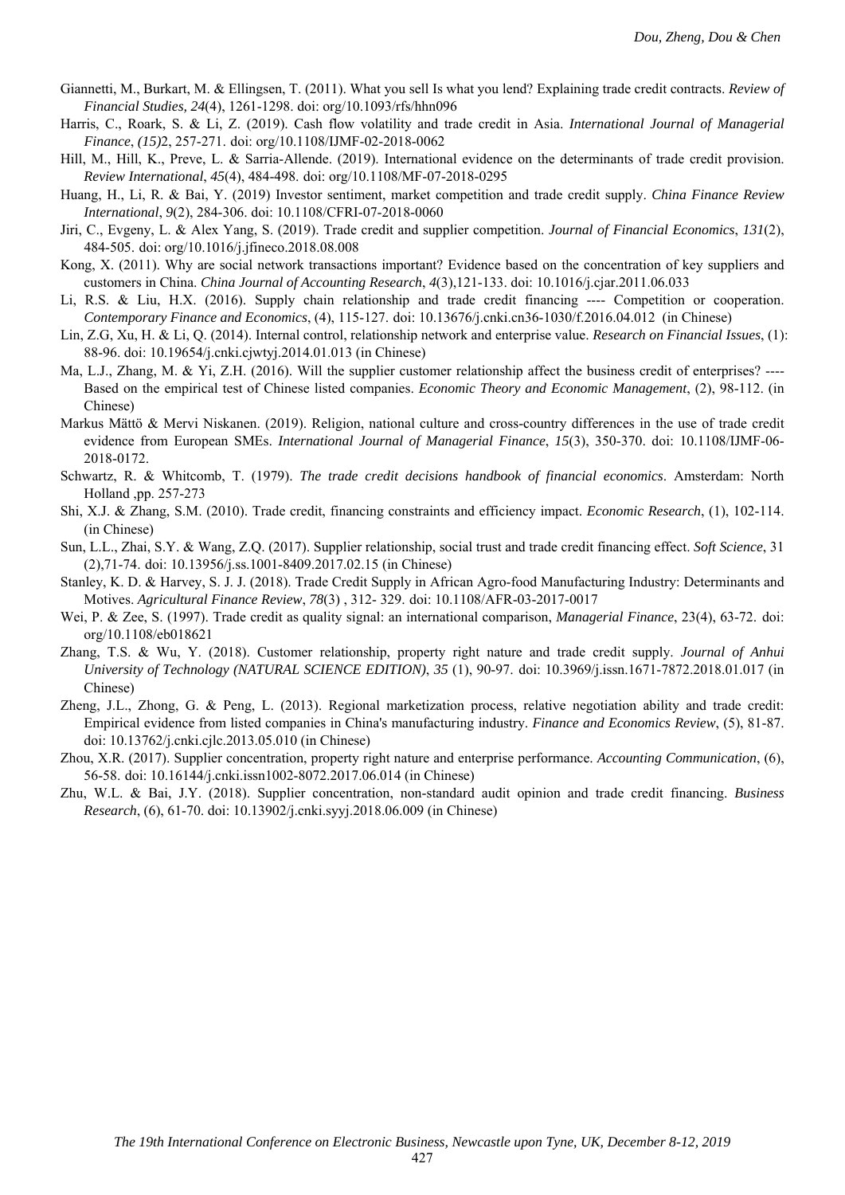Giannetti, M., Burkart, M. & Ellingsen, T. (2011). What you sell Is what you lend? Explaining trade credit contracts. *Review of Financial Studies, 24*(4), 1261-1298. doi: org/10.1093/rfs/hhn096

Harris, C., Roark, S. & Li, Z. (2019). Cash flow volatility and trade credit in Asia. *International Journal of Managerial Finance*, *(15)*2, 257-271. doi: org/10.1108/IJMF-02-2018-0062

Hill, M., Hill, K., Preve, L. & Sarria-Allende. (2019). International evidence on the determinants of trade credit provision. *Review International*, *45*(4), 484-498. doi: org/10.1108/MF-07-2018-0295

Huang, H., Li, R. & Bai, Y. (2019) Investor sentiment, market competition and trade credit supply. *China Finance Review International*, *9*(2), 284-306. doi: 10.1108/CFRI-07-2018-0060

Jiri, C., Evgeny, L. & Alex Yang, S. (2019). Trade credit and supplier competition. *Journal of Financial Economics*, *131*(2), 484-505. doi: org/10.1016/j.jfineco.2018.08.008

Kong, X. (2011). Why are social network transactions important? Evidence based on the concentration of key suppliers and customers in China. *China Journal of Accounting Research*, *4*(3),121-133. doi: 10.1016/j.cjar.2011.06.033

Li, R.S. & Liu, H.X. (2016). Supply chain relationship and trade credit financing ---- Competition or cooperation. *Contemporary Finance and Economics*, (4), 115-127. doi: 10.13676/j.cnki.cn36-1030/f.2016.04.012 (in Chinese)

Lin, Z.G, Xu, H. & Li, Q. (2014). Internal control, relationship network and enterprise value. *Research on Financial Issues*, (1): 88-96. doi: 10.19654/j.cnki.cjwtyj.2014.01.013 (in Chinese)

Ma, L.J., Zhang, M. & Yi, Z.H. (2016). Will the supplier customer relationship affect the business credit of enterprises? ---- Based on the empirical test of Chinese listed companies. *Economic Theory and Economic Management*, (2), 98-112. (in Chinese)

Markus Mättö & Mervi Niskanen. (2019). Religion, national culture and cross-country differences in the use of trade credit evidence from European SMEs. *International Journal of Managerial Finance*, *15*(3), 350-370. doi: 10.1108/IJMF-06-2018-0172.

Schwartz, R. & Whitcomb, T. (1979). *The trade credit decisions handbook of financial economics*. Amsterdam: North Holland ,pp. 257-273

Shi, X.J. & Zhang, S.M. (2010). Trade credit, financing constraints and efficiency impact. *Economic Research*, (1), 102-114. (in Chinese)

Sun, L.L., Zhai, S.Y. & Wang, Z.Q. (2017). Supplier relationship, social trust and trade credit financing effect. *Soft Science*, 31 (2),71-74. doi: 10.13956/j.ss.1001-8409.2017.02.15 (in Chinese)

Stanley, K. D. & Harvey, S. J. J. (2018). Trade Credit Supply in African Agro-food Manufacturing Industry: Determinants and Motives. *Agricultural Finance Review*, *78*(3) , 312- 329. doi: 10.1108/AFR-03-2017-0017

Wei, P. & Zee, S. (1997). Trade credit as quality signal: an international comparison, *Managerial Finance*, 23(4), 63-72. doi: org/10.1108/eb018621

Zhang, T.S. & Wu, Y. (2018). Customer relationship, property right nature and trade credit supply. *Journal of Anhui University of Technology (NATURAL SCIENCE EDITION)*, *35* (1), 90-97. doi: 10.3969/j.issn.1671-7872.2018.01.017 (in Chinese)

Zheng, J.L., Zhong, G. & Peng, L. (2013). Regional marketization process, relative negotiation ability and trade credit: Empirical evidence from listed companies in China's manufacturing industry. *Finance and Economics Review*, (5), 81-87. doi: 10.13762/j.cnki.cjlc.2013.05.010 (in Chinese)

Zhou, X.R. (2017). Supplier concentration, property right nature and enterprise performance. *Accounting Communication*, (6), 56-58. doi: 10.16144/j.cnki.issn1002-8072.2017.06.014 (in Chinese)

Zhu, W.L. & Bai, J.Y. (2018). Supplier concentration, non-standard audit opinion and trade credit financing. *Business Research*, (6), 61-70. doi: 10.13902/j.cnki.syyj.2018.06.009 (in Chinese)